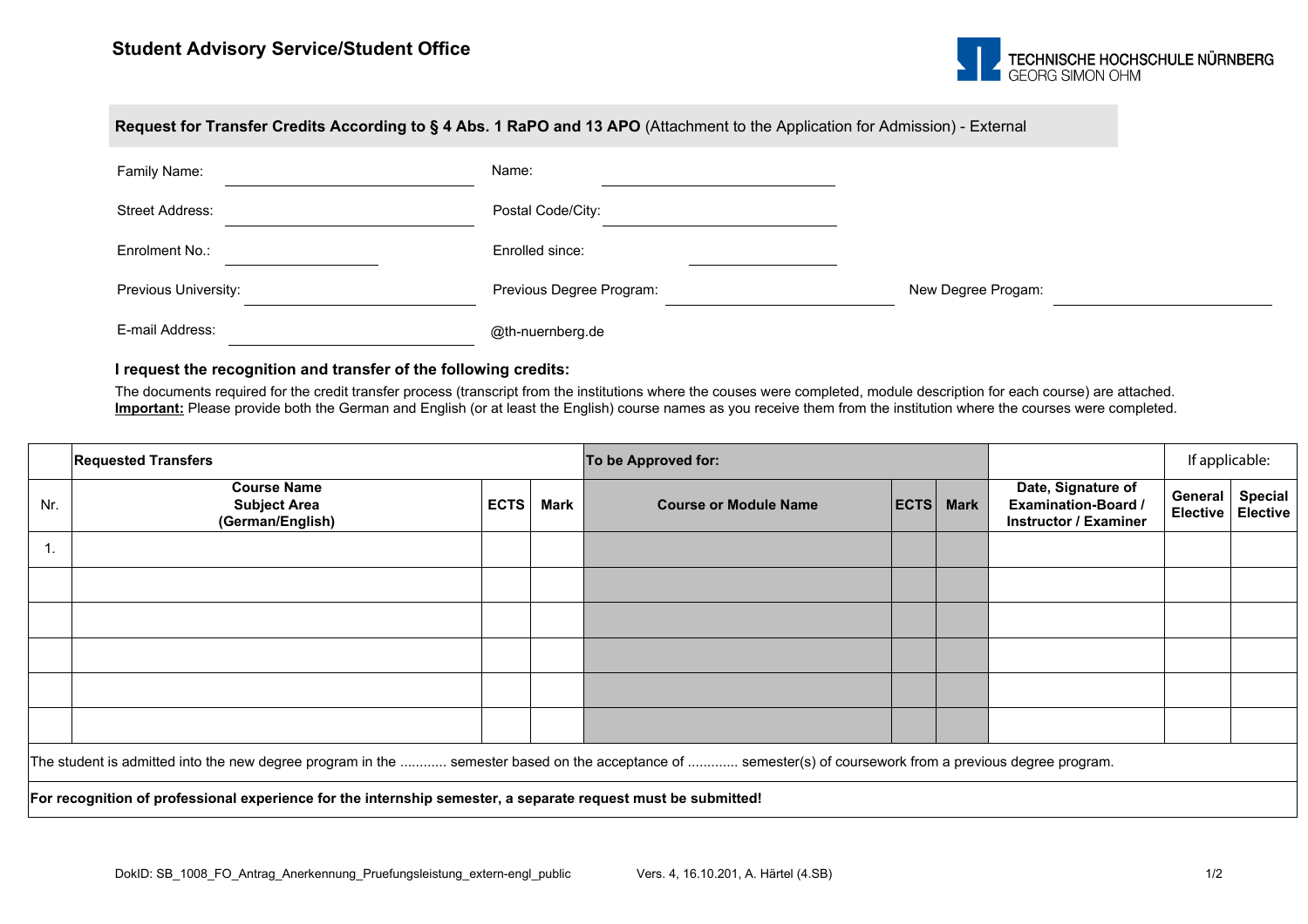**Student Advisory Service/Student Office**

TECHNISCHE HOCHSCHULE NÜRNBERG
GEORG SIMON OHM

## Request for Transfer Credits According to § 4 Abs. 1 RaPO and 13 APO (Attachment to the Application for Admission) - External

Family Name: ____________________ Name: ____________________

Street Address: ____________________ Postal Code/City: ____________________

Enrolment No.: ______________ Enrolled since: ______________

Previous University: ____________________ Previous Degree Program: ____________________ New Degree Progam: ____________________

E-mail Address: ____________________ @th-nuernberg.de

**I request the recognition and transfer of the following credits:**

The documents required for the credit transfer process (transcript from the institutions where the couses were completed, module description for each course) are attached.
**Important:** Please provide both the German and English (or at least the English) course names as you receive them from the institution where the courses were completed.

| | **Requested Transfers** | | | **To be Approved for:** | | | | If applicable: | |
|---|---|---|---|---|---|---|---|---|---|
| Nr. | **Course Name Subject Area (German/English)** | **ECTS** | **Mark** | **Course or Module Name** | **ECTS** | **Mark** | **Date, Signature of Examination-Board / Instructor / Examiner** | **General Elective** | **Special Elective** |
| 1. | | | | | | | | | |
| | | | | | | | | | |
| | | | | | | | | | |
| | | | | | | | | | |
| | | | | | | | | | |
| | | | | | | | | | |

The student is admitted into the new degree program in the ........... semester based on the acceptance of ............ semester(s) of coursework from a previous degree program.

**For recognition of professional experience for the internship semester, a separate request must be submitted!**

DokID: SB_1008_FO_Antrag_Anerkennung_Pruefungsleistung_extern-engl_public Vers. 4, 16.10.201, A. Härtel (4.SB)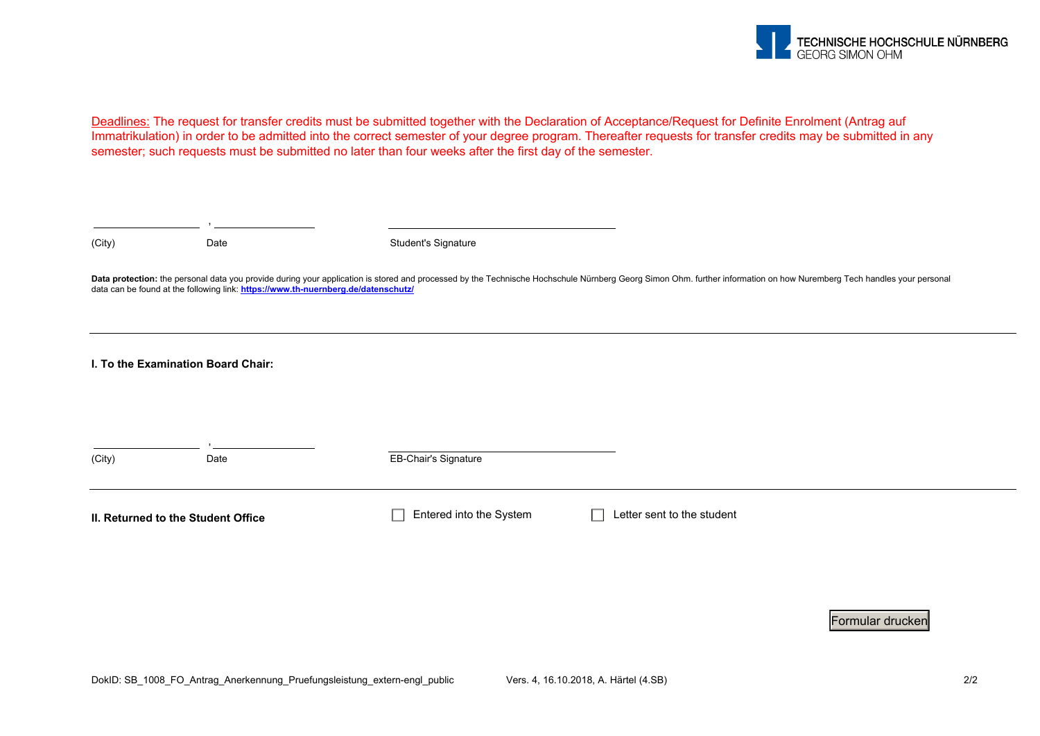TECHNISCHE HOCHSCHULE NÜRNBERG
GEORG SIMON OHM

Deadlines: The request for transfer credits must be submitted together with the Declaration of Acceptance/Request for Definite Enrolment (Antrag auf Immatrikulation) in order to be admitted into the correct semester of your degree program. Thereafter requests for transfer credits may be submitted in any semester; such requests must be submitted no later than four weeks after the first day of the semester.

\_\_\_\_\_\_\_\_\_\_\_\_\_\_\_\_ , \_\_\_\_\_\_\_\_\_\_\_\_\_\_\_\_ \_\_\_\_\_\_\_\_\_\_\_\_\_\_\_\_\_\_\_\_\_\_\_\_\_\_\_\_\_\_

(City) Date Student's Signature

**Data protection:** the personal data you provide during your application is stored and processed by the Technische Hochschule Nürnberg Georg Simon Ohm. further information on how Nuremberg Tech handles your personal data can be found at the following link: **https://www.th-nuernberg.de/datenschutz/**

---

**I. To the Examination Board Chair:**

\_\_\_\_\_\_\_\_\_\_\_\_\_\_\_\_ , \_\_\_\_\_\_\_\_\_\_\_\_\_\_\_\_ \_\_\_\_\_\_\_\_\_\_\_\_\_\_\_\_\_\_\_\_\_\_\_\_\_\_\_\_\_\_

(City) Date EB-Chair's Signature

---

**II. Returned to the Student Office**

☐ Entered into the System ☐ Letter sent to the student

Formular drucken

DokID: SB_1008_FO_Antrag_Anerkennung_Pruefungsleistung_extern-engl_public Vers. 4, 16.10.2018, A. Härtel (4.SB)